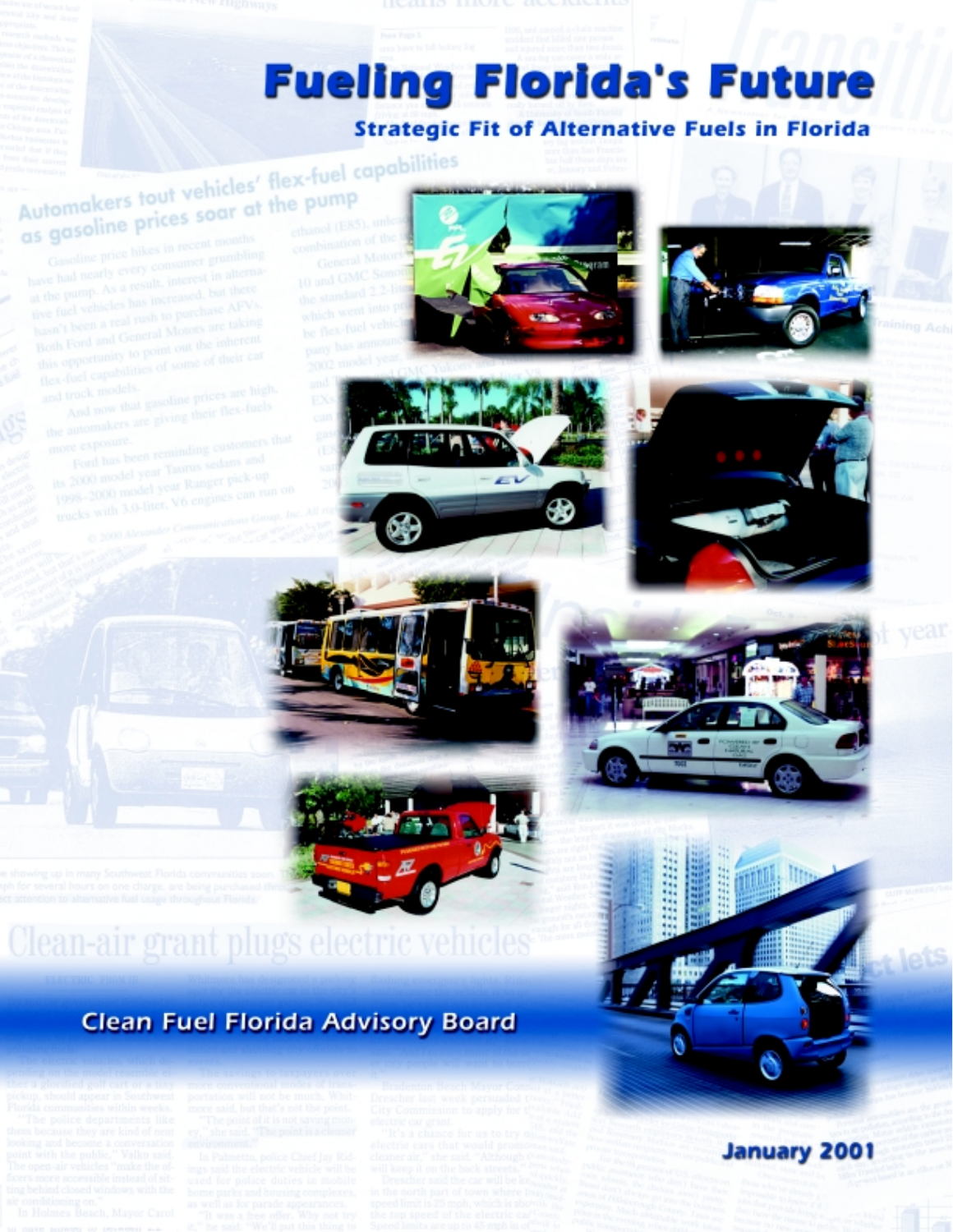# Fueling Florida's Future

## Strategic Fit of Alternative Fuels in Florida

**Clean Fuel Florida Advisory Board**

**January 2001**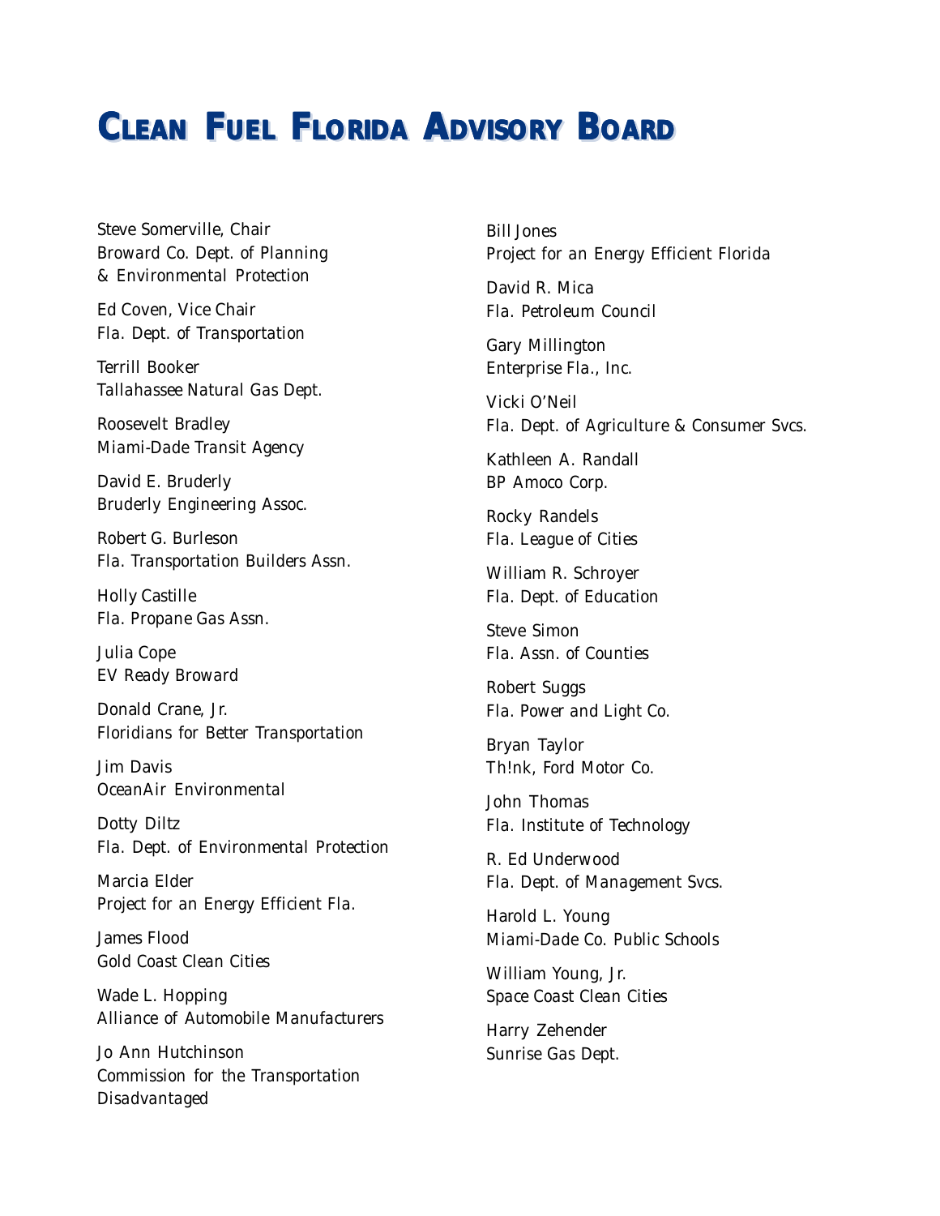# Clean Fuel Florida Advisory Board

Steve Somerville, Chair
*Broward Co. Dept. of Planning & Environmental Protection*

Ed Coven, Vice Chair
*Fla. Dept. of Transportation*

Terrill Booker
*Tallahassee Natural Gas Dept.*

Roosevelt Bradley
*Miami-Dade Transit Agency*

David E. Bruderly
*Bruderly Engineering Assoc.*

Robert G. Burleson
*Fla. Transportation Builders Assn.*

Holly Castille
*Fla. Propane Gas Assn.*

Julia Cope
*EV Ready Broward*

Donald Crane, Jr.
*Floridians for Better Transportation*

Jim Davis
*OceanAir Environmental*

Dotty Diltz
*Fla. Dept. of Environmental Protection*

Marcia Elder
*Project for an Energy Efficient Fla.*

James Flood
*Gold Coast Clean Cities*

Wade L. Hopping
*Alliance of Automobile Manufacturers*

Jo Ann Hutchinson
*Commission for the Transportation Disadvantaged*

Bill Jones
*Project for an Energy Efficient Florida*

David R. Mica
*Fla. Petroleum Council*

Gary Millington
*Enterprise Fla., Inc.*

Vicki O'Neil
*Fla. Dept. of Agriculture & Consumer Svcs.*

Kathleen A. Randall
*BP Amoco Corp.*

Rocky Randels
*Fla. League of Cities*

William R. Schroyer
*Fla. Dept. of Education*

Steve Simon
*Fla. Assn. of Counties*

Robert Suggs
*Fla. Power and Light Co.*

Bryan Taylor
*Th!nk, Ford Motor Co.*

John Thomas
*Fla. Institute of Technology*

R. Ed Underwood
*Fla. Dept. of Management Svcs.*

Harold L. Young
*Miami-Dade Co. Public Schools*

William Young, Jr.
*Space Coast Clean Cities*

Harry Zehender
*Sunrise Gas Dept.*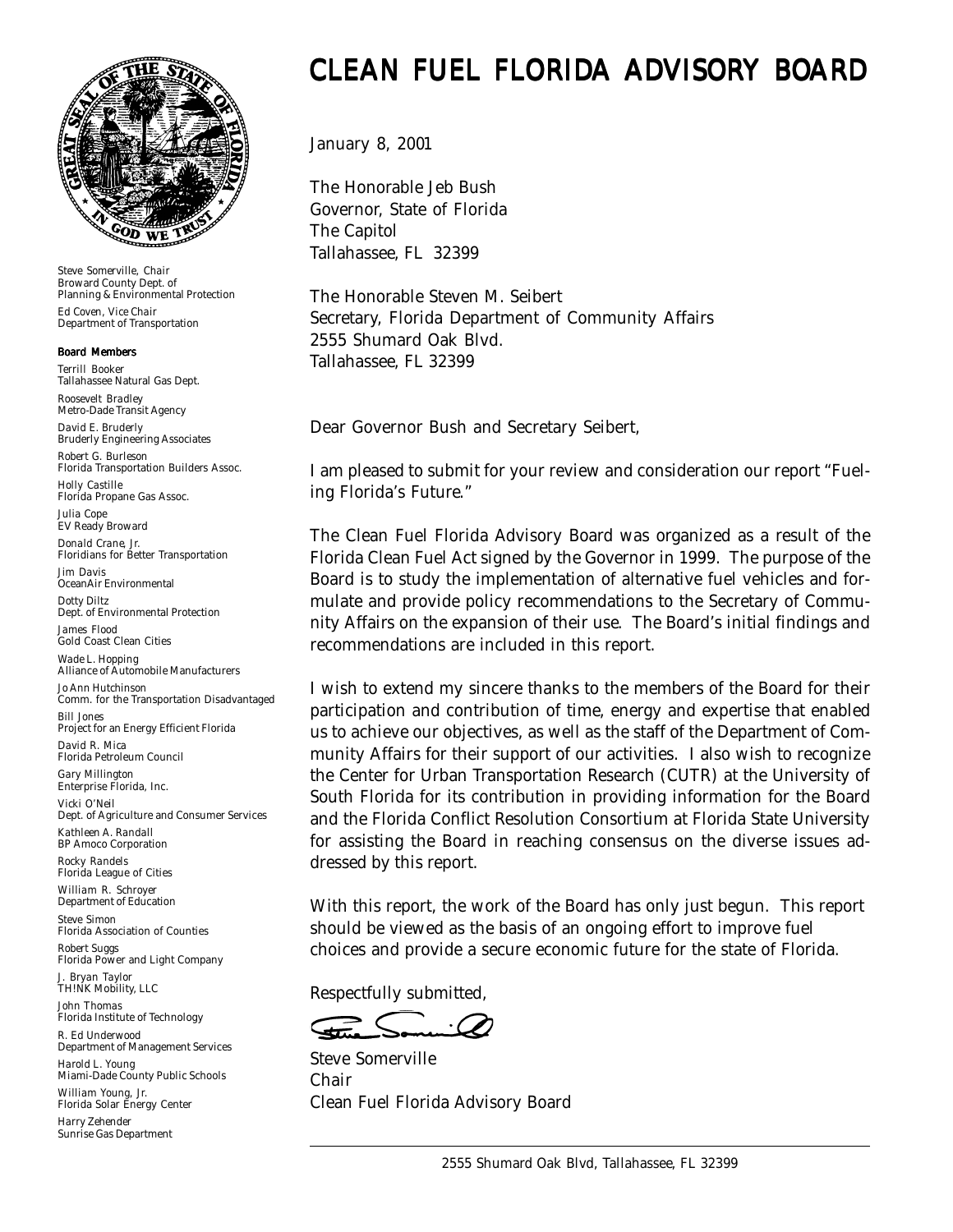# CLEAN FUEL FLORIDA ADVISORY BOARD

*Steve Somerville, Chair*
Broward County Dept. of Planning & Environmental Protection

*Ed Coven, Vice Chair*
Department of Transportation

**Board Members**

*Terrill Booker*
Tallahassee Natural Gas Dept.

*Roosevelt Bradley*
Metro-Dade Transit Agency

*David E. Bruderly*
Bruderly Engineering Associates

*Robert G. Burleson*
Florida Transportation Builders Assoc.

*Holly Castille*
Florida Propane Gas Assoc.

*Julia Cope*
EV Ready Broward

*Donald Crane, Jr.*
Floridians for Better Transportation

*Jim Davis*
OceanAir Environmental

*Dotty Diltz*
Dept. of Environmental Protection

*James Flood*
Gold Coast Clean Cities

*Wade L. Hopping*
Alliance of Automobile Manufacturers

*Jo Ann Hutchinson*
Comm. for the Transportation Disadvantaged

*Bill Jones*
Project for an Energy Efficient Florida

*David R. Mica*
Florida Petroleum Council

*Gary Millington*
Enterprise Florida, Inc.

*Vicki O'Neil*
Dept. of Agriculture and Consumer Services

*Kathleen A. Randall*
BP Amoco Corporation

*Rocky Randels*
Florida League of Cities

*William R. Schroyer*
Department of Education

*Steve Simon*
Florida Association of Counties

*Robert Suggs*
Florida Power and Light Company

*J. Bryan Taylor*
TH!NK Mobility, LLC

*John Thomas*
Florida Institute of Technology

*R. Ed Underwood*
Department of Management Services

*Harold L. Young*
Miami-Dade County Public Schools

*William Young, Jr.*
Florida Solar Energy Center

*Harry Zehender*
Sunrise Gas Department

January 8, 2001

The Honorable Jeb Bush
Governor, State of Florida
The Capitol
Tallahassee, FL 32399

The Honorable Steven M. Seibert
Secretary, Florida Department of Community Affairs
2555 Shumard Oak Blvd.
Tallahassee, FL 32399

Dear Governor Bush and Secretary Seibert,

I am pleased to submit for your review and consideration our report "Fueling Florida's Future."

The Clean Fuel Florida Advisory Board was organized as a result of the Florida Clean Fuel Act signed by the Governor in 1999. The purpose of the Board is to study the implementation of alternative fuel vehicles and formulate and provide policy recommendations to the Secretary of Community Affairs on the expansion of their use. The Board's initial findings and recommendations are included in this report.

I wish to extend my sincere thanks to the members of the Board for their participation and contribution of time, energy and expertise that enabled us to achieve our objectives, as well as the staff of the Department of Community Affairs for their support of our activities. I also wish to recognize the Center for Urban Transportation Research (CUTR) at the University of South Florida for its contribution in providing information for the Board and the Florida Conflict Resolution Consortium at Florida State University for assisting the Board in reaching consensus on the diverse issues addressed by this report.

With this report, the work of the Board has only just begun. This report should be viewed as the basis of an ongoing effort to improve fuel choices and provide a secure economic future for the state of Florida.

Respectfully submitted,

Steve Somerville
Chair
Clean Fuel Florida Advisory Board

2555 Shumard Oak Blvd, Tallahassee, FL 32399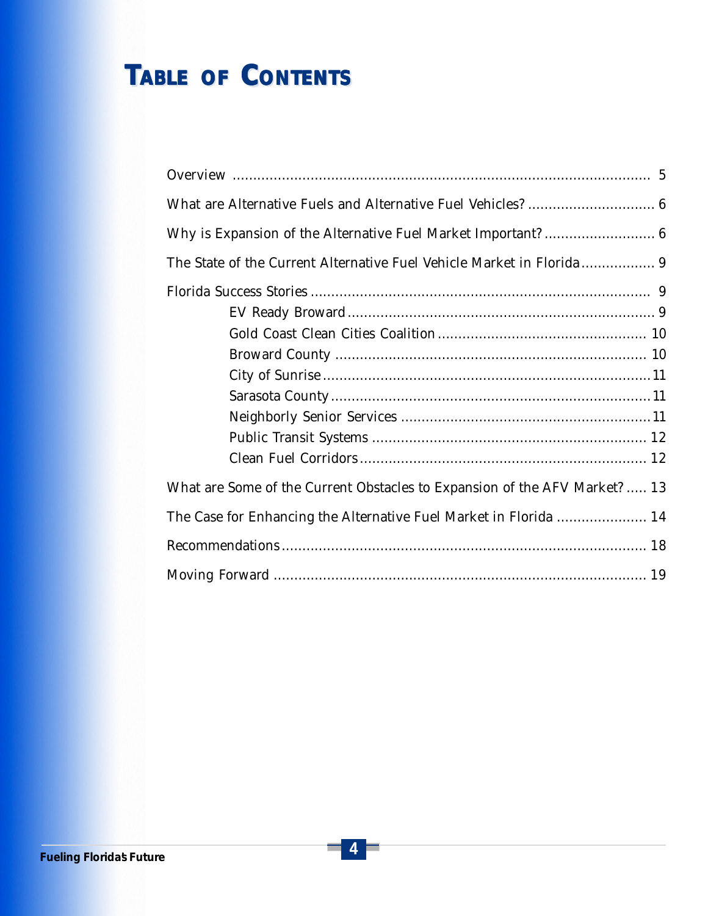# TABLE OF CONTENTS

Overview .......................................................................................... 5

What are Alternative Fuels and Alternative Fuel Vehicles? ............................... 6

Why is Expansion of the Alternative Fuel Market Important? ........................... 6

The State of the Current Alternative Fuel Vehicle Market in Florida .................. 9

Florida Success Stories ................................................................................ 9

- EV Ready Broward .......................................................................... 9
- Gold Coast Clean Cities Coalition .................................................. 10
- Broward County .......................................................................... 10
- City of Sunrise .............................................................................. 11
- Sarasota County ............................................................................ 11
- Neighborly Senior Services ............................................................ 11
- Public Transit Systems .................................................................. 12
- Clean Fuel Corridors ..................................................................... 12

What are Some of the Current Obstacles to Expansion of the AFV Market? ..... 13

The Case for Enhancing the Alternative Fuel Market in Florida ...................... 14

Recommendations ....................................................................................... 18

Moving Forward .......................................................................................... 19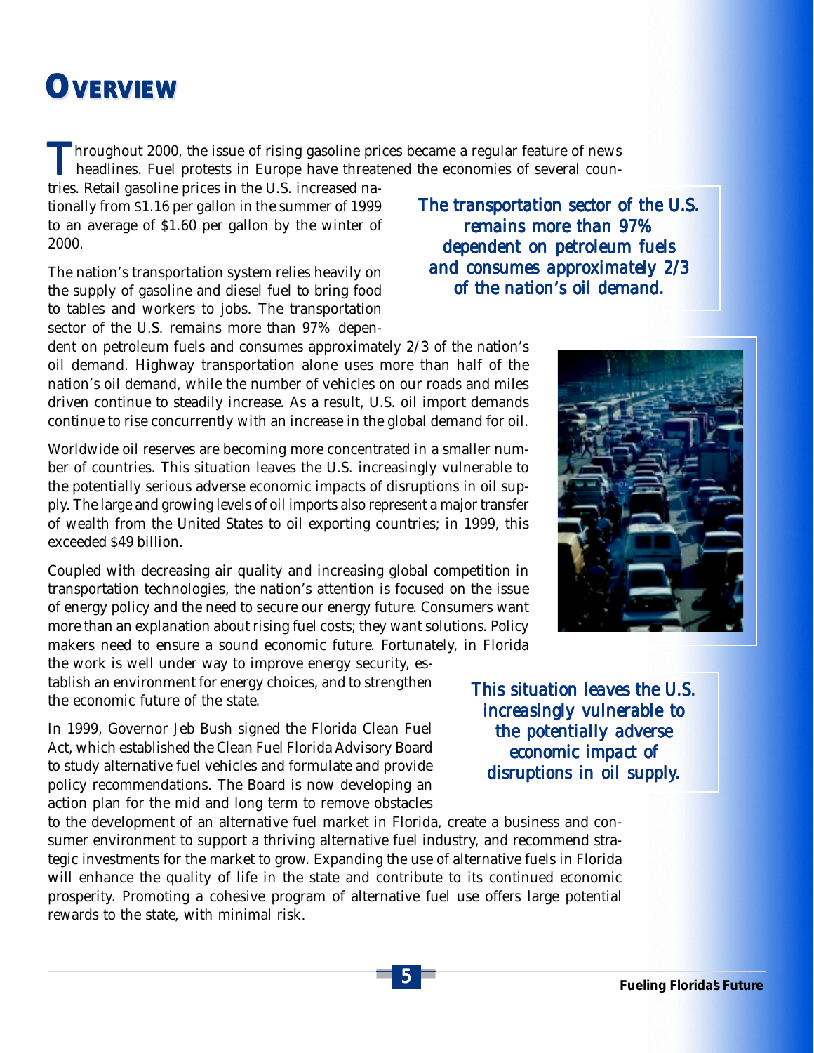# Overview

Throughout 2000, the issue of rising gasoline prices became a regular feature of news headlines. Fuel protests in Europe have threatened the economies of several countries. Retail gasoline prices in the U.S. increased nationally from $1.16 per gallon in the summer of 1999 to an average of $1.60 per gallon by the winter of 2000.

*The transportation sector of the U.S. remains more than 97% dependent on petroleum fuels and consumes approximately 2/3 of the nation's oil demand.*

The nation's transportation system relies heavily on the supply of gasoline and diesel fuel to bring food to tables and workers to jobs. The transportation sector of the U.S. remains more than 97% dependent on petroleum fuels and consumes approximately 2/3 of the nation's oil demand. Highway transportation alone uses more than half of the nation's oil demand, while the number of vehicles on our roads and miles driven continue to steadily increase. As a result, U.S. oil import demands continue to rise concurrently with an increase in the global demand for oil.

Worldwide oil reserves are becoming more concentrated in a smaller number of countries. This situation leaves the U.S. increasingly vulnerable to the potentially serious adverse economic impacts of disruptions in oil supply. The large and growing levels of oil imports also represent a major transfer of wealth from the United States to oil exporting countries; in 1999, this exceeded $49 billion.

Coupled with decreasing air quality and increasing global competition in transportation technologies, the nation's attention is focused on the issue of energy policy and the need to secure our energy future. Consumers want more than an explanation about rising fuel costs; they want solutions. Policy makers need to ensure a sound economic future. Fortunately, in Florida the work is well under way to improve energy security, establish an environment for energy choices, and to strengthen the economic future of the state.

*This situation leaves the U.S. increasingly vulnerable to the potentially adverse economic impact of disruptions in oil supply.*

In 1999, Governor Jeb Bush signed the Florida Clean Fuel Act, which established the Clean Fuel Florida Advisory Board to study alternative fuel vehicles and formulate and provide policy recommendations. The Board is now developing an action plan for the mid and long term to remove obstacles to the development of an alternative fuel market in Florida, create a business and consumer environment to support a thriving alternative fuel industry, and recommend strategic investments for the market to grow. Expanding the use of alternative fuels in Florida will enhance the quality of life in the state and contribute to its continued economic prosperity. Promoting a cohesive program of alternative fuel use offers large potential rewards to the state, with minimal risk.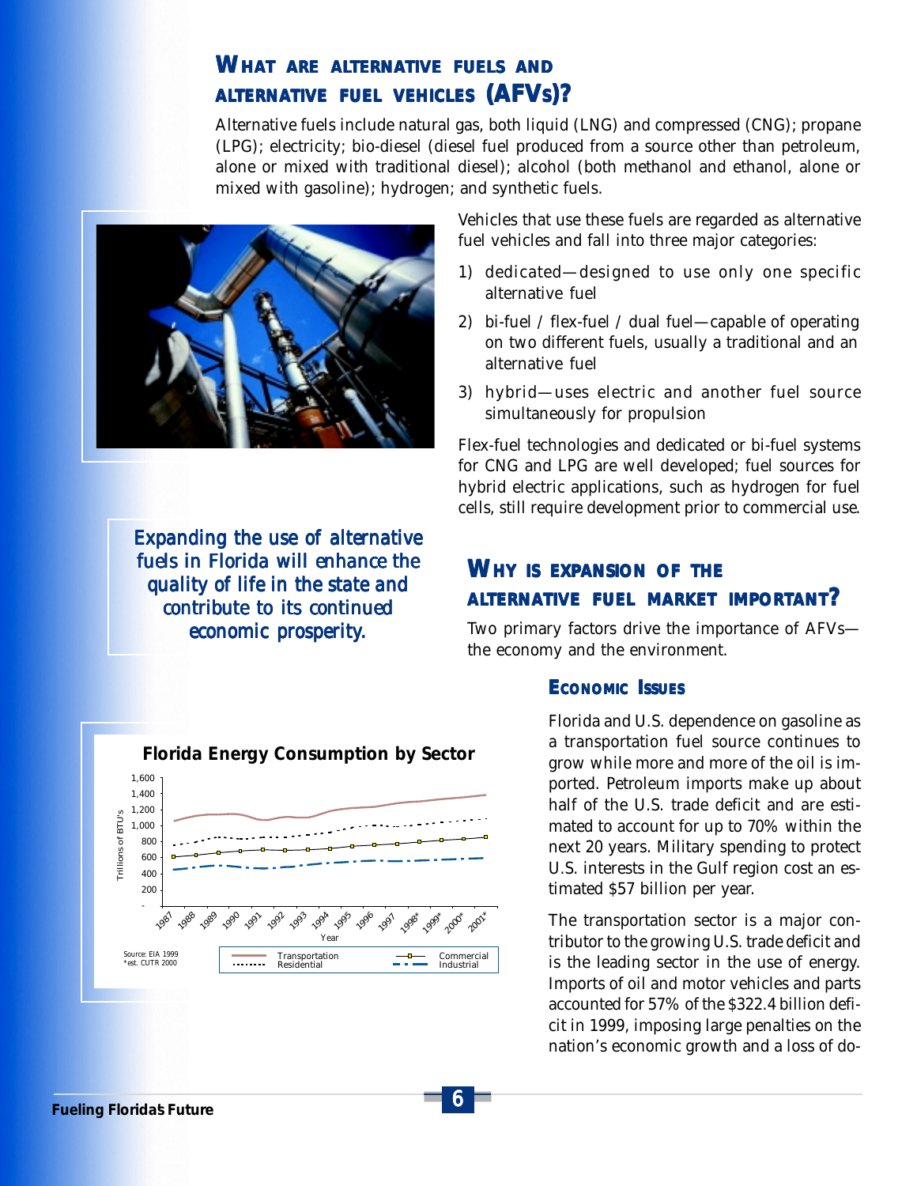## What are alternative fuels and alternative fuel vehicles (AFVs)?

Alternative fuels include natural gas, both liquid (LNG) and compressed (CNG); propane (LPG); electricity; bio-diesel (diesel fuel produced from a source other than petroleum, alone or mixed with traditional diesel); alcohol (both methanol and ethanol, alone or mixed with gasoline); hydrogen; and synthetic fuels.

Vehicles that use these fuels are regarded as alternative fuel vehicles and fall into three major categories:

1) dedicated—designed to use only one specific alternative fuel
2) bi-fuel / flex-fuel / dual fuel—capable of operating on two different fuels, usually a traditional and an alternative fuel
3) hybrid—uses electric and another fuel source simultaneously for propulsion

Flex-fuel technologies and dedicated or bi-fuel systems for CNG and LPG are well developed; fuel sources for hybrid electric applications, such as hydrogen for fuel cells, still require development prior to commercial use.

*Expanding the use of alternative fuels in Florida will enhance the quality of life in the state and contribute to its continued economic prosperity.*

## Why is expansion of the alternative fuel market important?

Two primary factors drive the importance of AFVs—the economy and the environment.

### Economic Issues

Florida and U.S. dependence on gasoline as a transportation fuel source continues to grow while more and more of the oil is imported. Petroleum imports make up about half of the U.S. trade deficit and are estimated to account for up to 70% within the next 20 years. Military spending to protect U.S. interests in the Gulf region cost an estimated \$57 billion per year.

The transportation sector is a major contributor to the growing U.S. trade deficit and is the leading sector in the use of energy. Imports of oil and motor vehicles and parts accounted for 57% of the \$322.4 billion deficit in 1999, imposing large penalties on the nation's economic growth and a loss of do-

**Florida Energy Consumption by Sector**

(Chart: Trillions of BTU's, 1987–2001*; series: Transportation, Commercial, Residential, Industrial)

Source: EIA 1999
*est. CUTR 2000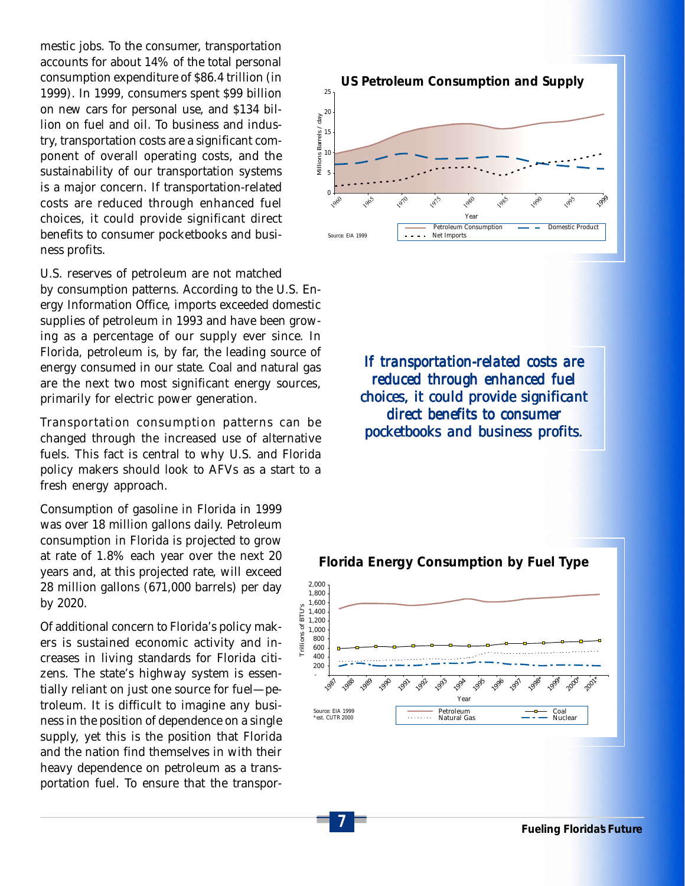mestic jobs. To the consumer, transportation accounts for about 14% of the total personal consumption expenditure of $86.4 trillion (in 1999). In 1999, consumers spent $99 billion on new cars for personal use, and $134 billion on fuel and oil. To business and industry, transportation costs are a significant component of overall operating costs, and the sustainability of our transportation systems is a major concern. If transportation-related costs are reduced through enhanced fuel choices, it could provide significant direct benefits to consumer pocketbooks and business profits.

U.S. reserves of petroleum are not matched by consumption patterns. According to the U.S. Energy Information Office, imports exceeded domestic supplies of petroleum in 1993 and have been growing as a percentage of our supply ever since. In Florida, petroleum is, by far, the leading source of energy consumed in our state. Coal and natural gas are the next two most significant energy sources, primarily for electric power generation.

Transportation consumption patterns can be changed through the increased use of alternative fuels. This fact is central to why U.S. and Florida policy makers should look to AFVs as a start to a fresh energy approach.

Consumption of gasoline in Florida in 1999 was over 18 million gallons daily. Petroleum consumption in Florida is projected to grow at rate of 1.8% each year over the next 20 years and, at this projected rate, will exceed 28 million gallons (671,000 barrels) per day by 2020.

Of additional concern to Florida's policy makers is sustained economic activity and increases in living standards for Florida citizens. The state's highway system is essentially reliant on just one source for fuel—petroleum. It is difficult to imagine any business in the position of dependence on a single supply, yet this is the position that Florida and the nation find themselves in with their heavy dependence on petroleum as a transportation fuel. To ensure that the transpor-

**US Petroleum Consumption and Supply**

Source: EIA 1999

*If transportation-related costs are reduced through enhanced fuel choices, it could provide significant direct benefits to consumer pocketbooks and business profits.*

**Florida Energy Consumption by Fuel Type**

Source: EIA 1999
*est. CUTR 2000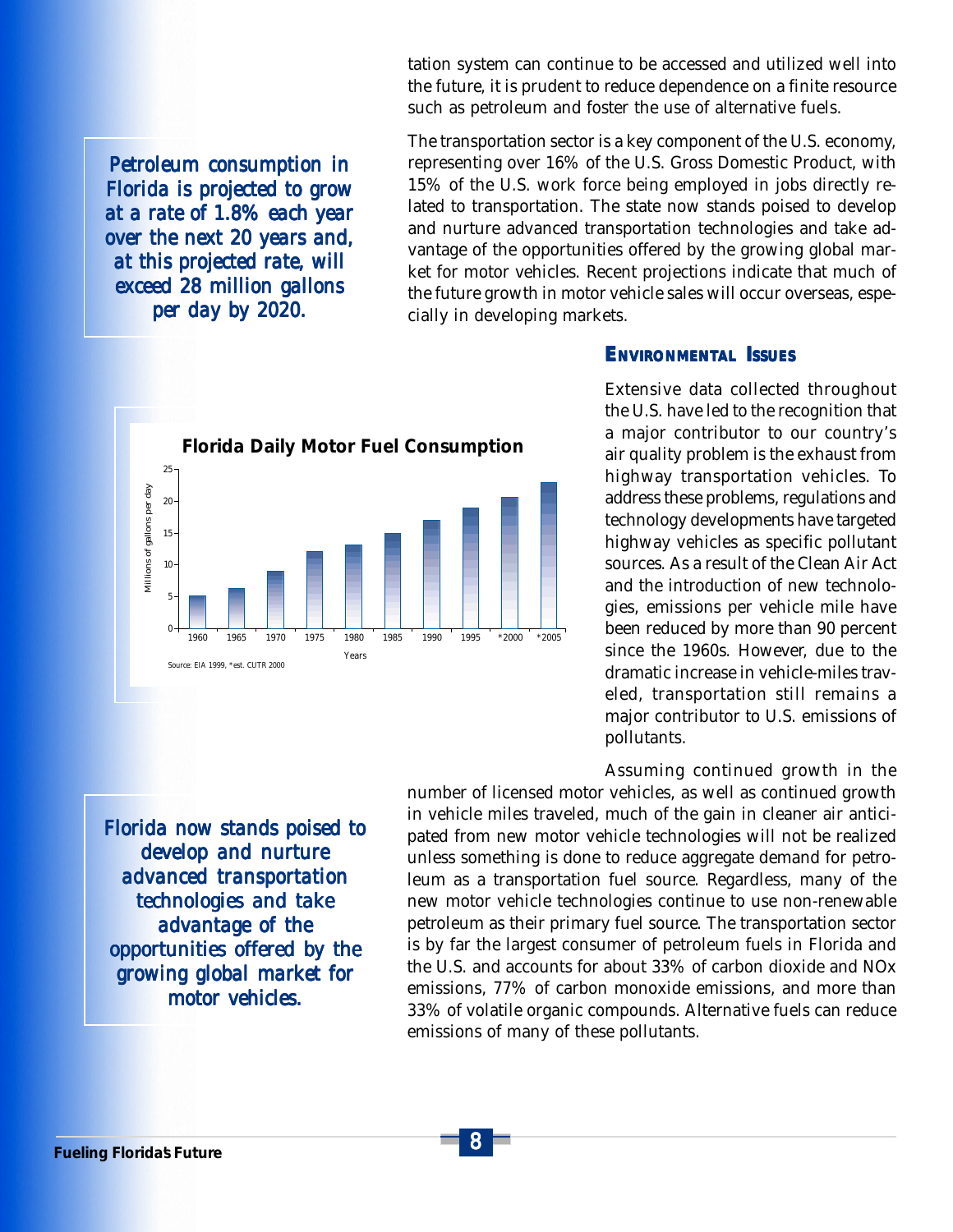tation system can continue to be accessed and utilized well into the future, it is prudent to reduce dependence on a finite resource such as petroleum and foster the use of alternative fuels.

*Petroleum consumption in Florida is projected to grow at a rate of 1.8% each year over the next 20 years and, at this projected rate, will exceed 28 million gallons per day by 2020.*

The transportation sector is a key component of the U.S. economy, representing over 16% of the U.S. Gross Domestic Product, with 15% of the U.S. work force being employed in jobs directly related to transportation. The state now stands poised to develop and nurture advanced transportation technologies and take advantage of the opportunities offered by the growing global market for motor vehicles. Recent projections indicate that much of the future growth in motor vehicle sales will occur overseas, especially in developing markets.

**Florida Daily Motor Fuel Consumption**

Millions of gallons per day, by Years: 1960, 1965, 1970, 1975, 1980, 1985, 1990, 1995, *2000, *2005

Source: EIA 1999, *est. CUTR 2000

## Environmental Issues

Extensive data collected throughout the U.S. have led to the recognition that a major contributor to our country's air quality problem is the exhaust from highway transportation vehicles. To address these problems, regulations and technology developments have targeted highway vehicles as specific pollutant sources. As a result of the Clean Air Act and the introduction of new technologies, emissions per vehicle mile have been reduced by more than 90 percent since the 1960s. However, due to the dramatic increase in vehicle-miles traveled, transportation still remains a major contributor to U.S. emissions of pollutants.

*Florida now stands poised to develop and nurture advanced transportation technologies and take advantage of the opportunities offered by the growing global market for motor vehicles.*

Assuming continued growth in the number of licensed motor vehicles, as well as continued growth in vehicle miles traveled, much of the gain in cleaner air anticipated from new motor vehicle technologies will not be realized unless something is done to reduce aggregate demand for petroleum as a transportation fuel source. Regardless, many of the new motor vehicle technologies continue to use non-renewable petroleum as their primary fuel source. The transportation sector is by far the largest consumer of petroleum fuels in Florida and the U.S. and accounts for about 33% of carbon dioxide and NOx emissions, 77% of carbon monoxide emissions, and more than 33% of volatile organic compounds. Alternative fuels can reduce emissions of many of these pollutants.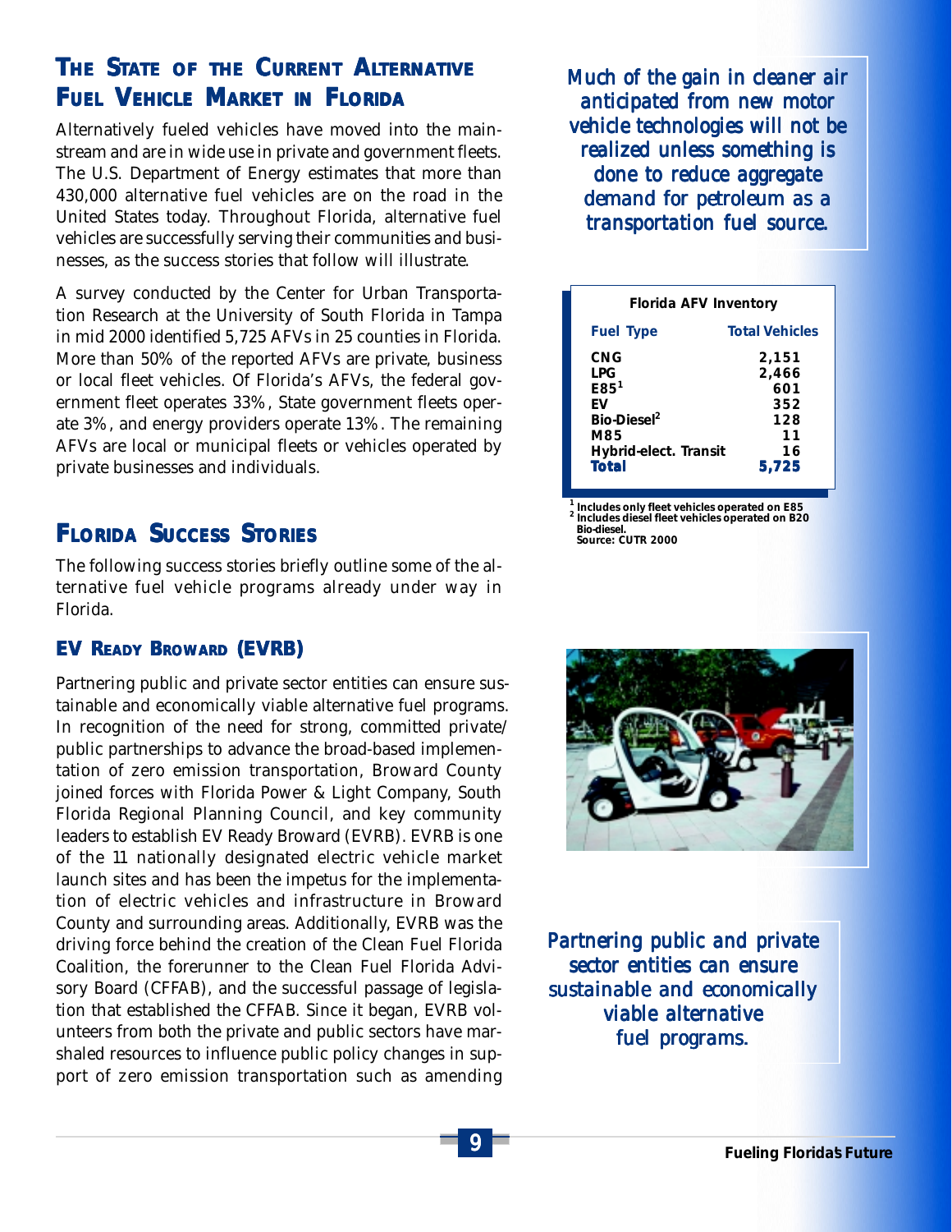## The State of the Current Alternative Fuel Vehicle Market in Florida

Alternatively fueled vehicles have moved into the mainstream and are in wide use in private and government fleets. The U.S. Department of Energy estimates that more than 430,000 alternative fuel vehicles are on the road in the United States today. Throughout Florida, alternative fuel vehicles are successfully serving their communities and businesses, as the success stories that follow will illustrate.

A survey conducted by the Center for Urban Transportation Research at the University of South Florida in Tampa in mid 2000 identified 5,725 AFVs in 25 counties in Florida. More than 50% of the reported AFVs are private, business or local fleet vehicles. Of Florida's AFVs, the federal government fleet operates 33%, State government fleets operate 3%, and energy providers operate 13%. The remaining AFVs are local or municipal fleets or vehicles operated by private businesses and individuals.

*Much of the gain in cleaner air anticipated from new motor vehicle technologies will not be realized unless something is done to reduce aggregate demand for petroleum as a transportation fuel source.*

**Florida AFV Inventory**

| Fuel Type | Total Vehicles |
|---|---|
| CNG | 2,151 |
| LPG | 2,466 |
| E85[1] | 601 |
| EV | 352 |
| Bio-Diesel[2] | 128 |
| M85 | 11 |
| Hybrid-elect. Transit | 16 |
| **Total** | **5,725** |

[1] Includes only fleet vehicles operated on E85
[2] Includes diesel fleet vehicles operated on B20 Bio-diesel.
Source: CUTR 2000

## Florida Success Stories

The following success stories briefly outline some of the alternative fuel vehicle programs already under way in Florida.

### EV Ready Broward (EVRB)

Partnering public and private sector entities can ensure sustainable and economically viable alternative fuel programs. In recognition of the need for strong, committed private/public partnerships to advance the broad-based implementation of zero emission transportation, Broward County joined forces with Florida Power & Light Company, South Florida Regional Planning Council, and key community leaders to establish EV Ready Broward (EVRB). EVRB is one of the 11 nationally designated electric vehicle market launch sites and has been the impetus for the implementation of electric vehicles and infrastructure in Broward County and surrounding areas. Additionally, EVRB was the driving force behind the creation of the Clean Fuel Florida Coalition, the forerunner to the Clean Fuel Florida Advisory Board (CFFAB), and the successful passage of legislation that established the CFFAB. Since it began, EVRB volunteers from both the private and public sectors have marshaled resources to influence public policy changes in support of zero emission transportation such as amending

*Partnering public and private sector entities can ensure sustainable and economically viable alternative fuel programs.*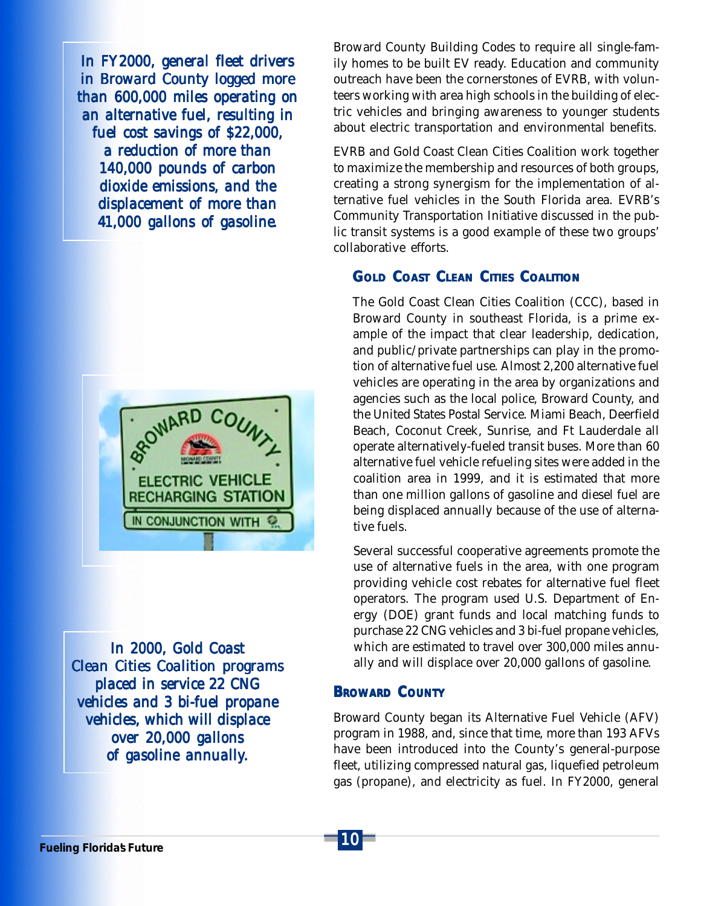*In FY2000, general fleet drivers in Broward County logged more than 600,000 miles operating on an alternative fuel, resulting in fuel cost savings of $22,000, a reduction of more than 140,000 pounds of carbon dioxide emissions, and the displacement of more than 41,000 gallons of gasoline.*

*In 2000, Gold Coast Clean Cities Coalition programs placed in service 22 CNG vehicles and 3 bi-fuel propane vehicles, which will displace over 20,000 gallons of gasoline annually.*

Broward County Building Codes to require all single-family homes to be built EV ready. Education and community outreach have been the cornerstones of EVRB, with volunteers working with area high schools in the building of electric vehicles and bringing awareness to younger students about electric transportation and environmental benefits.

EVRB and Gold Coast Clean Cities Coalition work together to maximize the membership and resources of both groups, creating a strong synergism for the implementation of alternative fuel vehicles in the South Florida area. EVRB's Community Transportation Initiative discussed in the public transit systems is a good example of these two groups' collaborative efforts.

### Gold Coast Clean Cities Coalition

The Gold Coast Clean Cities Coalition (CCC), based in Broward County in southeast Florida, is a prime example of the impact that clear leadership, dedication, and public/private partnerships can play in the promotion of alternative fuel use. Almost 2,200 alternative fuel vehicles are operating in the area by organizations and agencies such as the local police, Broward County, and the United States Postal Service. Miami Beach, Deerfield Beach, Coconut Creek, Sunrise, and Ft Lauderdale all operate alternatively-fueled transit buses. More than 60 alternative fuel vehicle refueling sites were added in the coalition area in 1999, and it is estimated that more than one million gallons of gasoline and diesel fuel are being displaced annually because of the use of alternative fuels.

Several successful cooperative agreements promote the use of alternative fuels in the area, with one program providing vehicle cost rebates for alternative fuel fleet operators. The program used U.S. Department of Energy (DOE) grant funds and local matching funds to purchase 22 CNG vehicles and 3 bi-fuel propane vehicles, which are estimated to travel over 300,000 miles annually and will displace over 20,000 gallons of gasoline.

### Broward County

Broward County began its Alternative Fuel Vehicle (AFV) program in 1988, and, since that time, more than 193 AFVs have been introduced into the County's general-purpose fleet, utilizing compressed natural gas, liquefied petroleum gas (propane), and electricity as fuel. In FY2000, general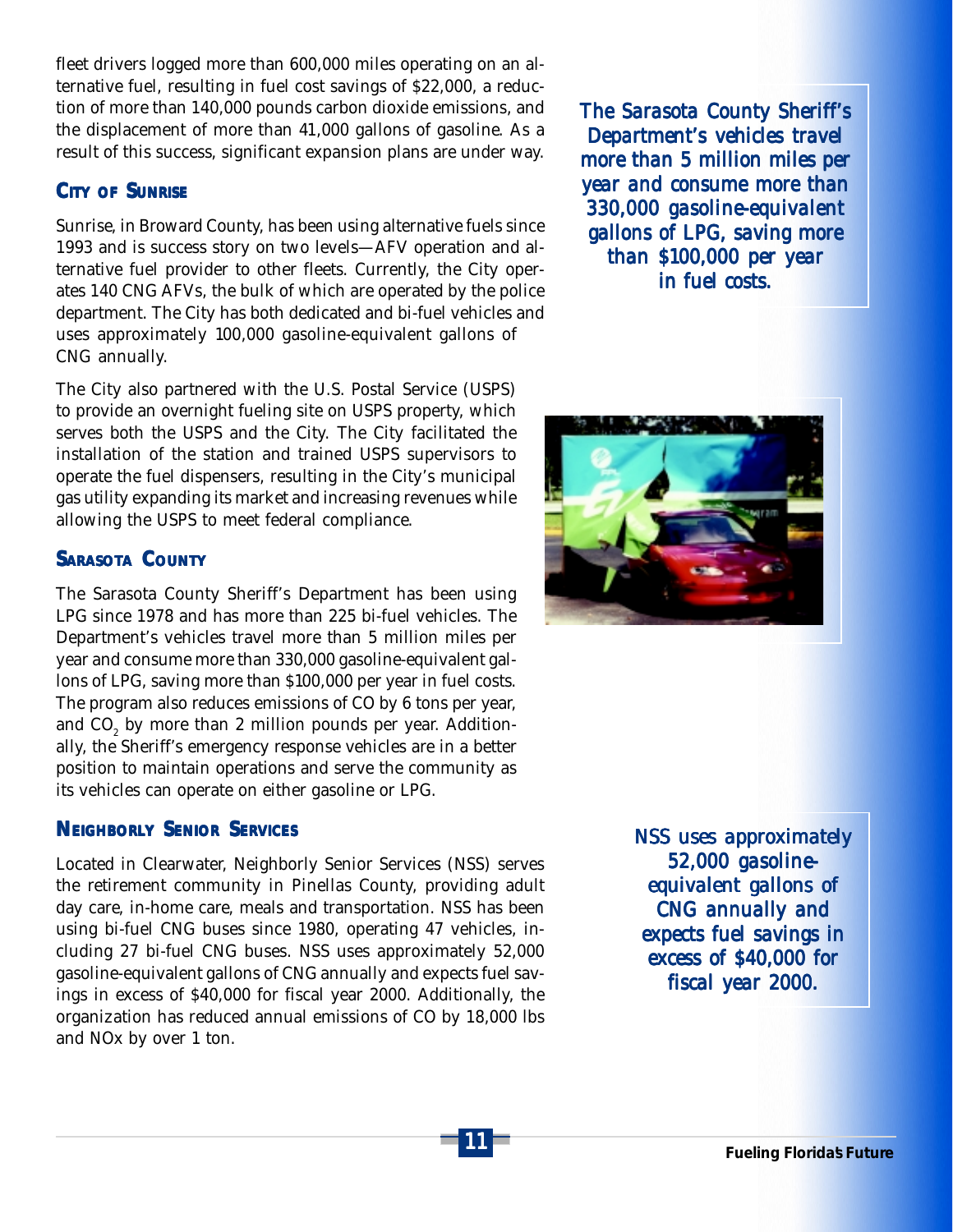fleet drivers logged more than 600,000 miles operating on an alternative fuel, resulting in fuel cost savings of $22,000, a reduction of more than 140,000 pounds carbon dioxide emissions, and the displacement of more than 41,000 gallons of gasoline. As a result of this success, significant expansion plans are under way.

### City of Sunrise

Sunrise, in Broward County, has been using alternative fuels since 1993 and is success story on two levels—AFV operation and alternative fuel provider to other fleets. Currently, the City operates 140 CNG AFVs, the bulk of which are operated by the police department. The City has both dedicated and bi-fuel vehicles and uses approximately 100,000 gasoline-equivalent gallons of CNG annually.

The City also partnered with the U.S. Postal Service (USPS) to provide an overnight fueling site on USPS property, which serves both the USPS and the City. The City facilitated the installation of the station and trained USPS supervisors to operate the fuel dispensers, resulting in the City's municipal gas utility expanding its market and increasing revenues while allowing the USPS to meet federal compliance.

### Sarasota County

The Sarasota County Sheriff's Department has been using LPG since 1978 and has more than 225 bi-fuel vehicles. The Department's vehicles travel more than 5 million miles per year and consume more than 330,000 gasoline-equivalent gallons of LPG, saving more than $100,000 per year in fuel costs. The program also reduces emissions of CO by 6 tons per year, and $CO_2$ by more than 2 million pounds per year. Additionally, the Sheriff's emergency response vehicles are in a better position to maintain operations and serve the community as its vehicles can operate on either gasoline or LPG.

*The Sarasota County Sheriff's Department's vehicles travel more than 5 million miles per year and consume more than 330,000 gasoline-equivalent gallons of LPG, saving more than $100,000 per year in fuel costs.*

### Neighborly Senior Services

Located in Clearwater, Neighborly Senior Services (NSS) serves the retirement community in Pinellas County, providing adult day care, in-home care, meals and transportation. NSS has been using bi-fuel CNG buses since 1980, operating 47 vehicles, including 27 bi-fuel CNG buses. NSS uses approximately 52,000 gasoline-equivalent gallons of CNG annually and expects fuel savings in excess of $40,000 for fiscal year 2000. Additionally, the organization has reduced annual emissions of CO by 18,000 lbs and NOx by over 1 ton.

*NSS uses approximately 52,000 gasoline-equivalent gallons of CNG annually and expects fuel savings in excess of $40,000 for fiscal year 2000.*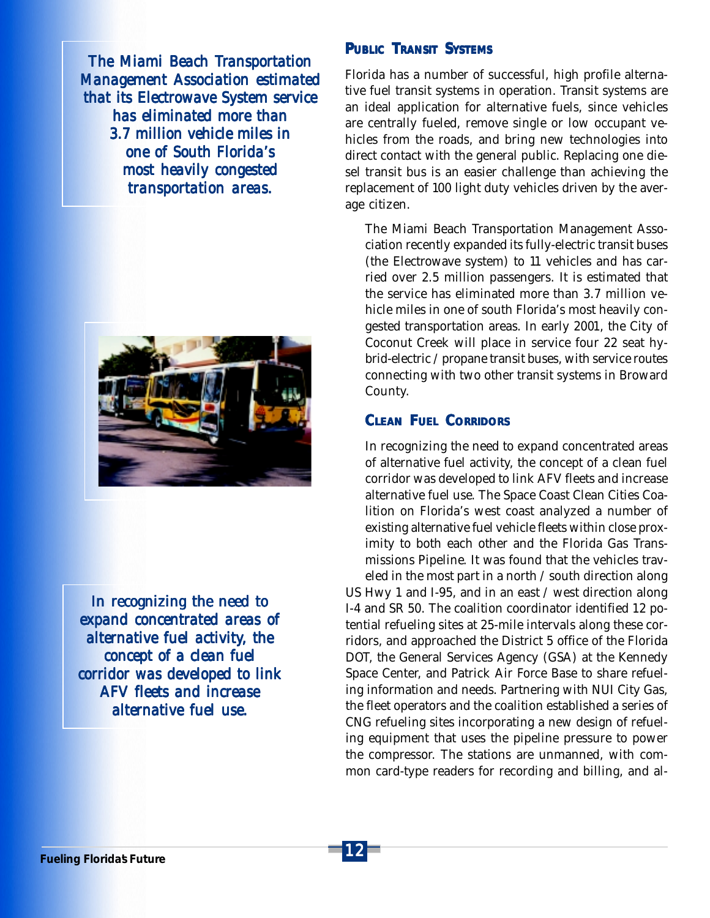> *The Miami Beach Transportation Management Association estimated that its Electrowave System service has eliminated more than 3.7 million vehicle miles in one of South Florida's most heavily congested transportation areas.*

## Public Transit Systems

Florida has a number of successful, high profile alternative fuel transit systems in operation. Transit systems are an ideal application for alternative fuels, since vehicles are centrally fueled, remove single or low occupant vehicles from the roads, and bring new technologies into direct contact with the general public. Replacing one diesel transit bus is an easier challenge than achieving the replacement of 100 light duty vehicles driven by the average citizen.

The Miami Beach Transportation Management Association recently expanded its fully-electric transit buses (the Electrowave system) to 11 vehicles and has carried over 2.5 million passengers. It is estimated that the service has eliminated more than 3.7 million vehicle miles in one of south Florida's most heavily congested transportation areas. In early 2001, the City of Coconut Creek will place in service four 22 seat hybrid-electric / propane transit buses, with service routes connecting with two other transit systems in Broward County.

> *In recognizing the need to expand concentrated areas of alternative fuel activity, the concept of a clean fuel corridor was developed to link AFV fleets and increase alternative fuel use.*

## Clean Fuel Corridors

In recognizing the need to expand concentrated areas of alternative fuel activity, the concept of a clean fuel corridor was developed to link AFV fleets and increase alternative fuel use. The Space Coast Clean Cities Coalition on Florida's west coast analyzed a number of existing alternative fuel vehicle fleets within close proximity to both each other and the Florida Gas Transmissions Pipeline. It was found that the vehicles traveled in the most part in a north / south direction along US Hwy 1 and I-95, and in an east / west direction along I-4 and SR 50. The coalition coordinator identified 12 potential refueling sites at 25-mile intervals along these corridors, and approached the District 5 office of the Florida DOT, the General Services Agency (GSA) at the Kennedy Space Center, and Patrick Air Force Base to share refueling information and needs. Partnering with NUI City Gas, the fleet operators and the coalition established a series of CNG refueling sites incorporating a new design of refueling equipment that uses the pipeline pressure to power the compressor. The stations are unmanned, with common card-type readers for recording and billing, and al-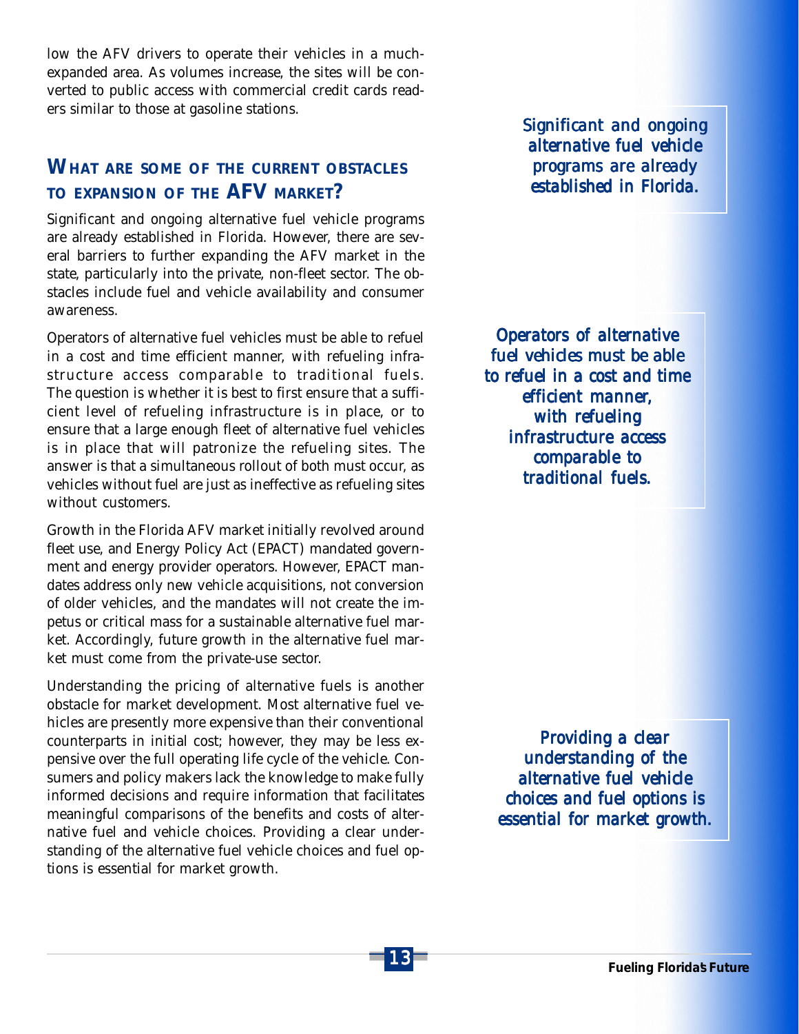low the AFV drivers to operate their vehicles in a much-expanded area. As volumes increase, the sites will be converted to public access with commercial credit cards readers similar to those at gasoline stations.

## WHAT ARE SOME OF THE CURRENT OBSTACLES TO EXPANSION OF THE AFV MARKET?

Significant and ongoing alternative fuel vehicle programs are already established in Florida. However, there are several barriers to further expanding the AFV market in the state, particularly into the private, non-fleet sector. The obstacles include fuel and vehicle availability and consumer awareness.

*Significant and ongoing alternative fuel vehicle programs are already established in Florida.*

Operators of alternative fuel vehicles must be able to refuel in a cost and time efficient manner, with refueling infrastructure access comparable to traditional fuels. The question is whether it is best to first ensure that a sufficient level of refueling infrastructure is in place, or to ensure that a large enough fleet of alternative fuel vehicles is in place that will patronize the refueling sites. The answer is that a simultaneous rollout of both must occur, as vehicles without fuel are just as ineffective as refueling sites without customers.

*Operators of alternative fuel vehicles must be able to refuel in a cost and time efficient manner, with refueling infrastructure access comparable to traditional fuels.*

Growth in the Florida AFV market initially revolved around fleet use, and Energy Policy Act (EPACT) mandated government and energy provider operators. However, EPACT mandates address only new vehicle acquisitions, not conversion of older vehicles, and the mandates will not create the impetus or critical mass for a sustainable alternative fuel market. Accordingly, future growth in the alternative fuel market must come from the private-use sector.

Understanding the pricing of alternative fuels is another obstacle for market development. Most alternative fuel vehicles are presently more expensive than their conventional counterparts in initial cost; however, they may be less expensive over the full operating life cycle of the vehicle. Consumers and policy makers lack the knowledge to make fully informed decisions and require information that facilitates meaningful comparisons of the benefits and costs of alternative fuel and vehicle choices. Providing a clear understanding of the alternative fuel vehicle choices and fuel options is essential for market growth.

*Providing a clear understanding of the alternative fuel vehicle choices and fuel options is essential for market growth.*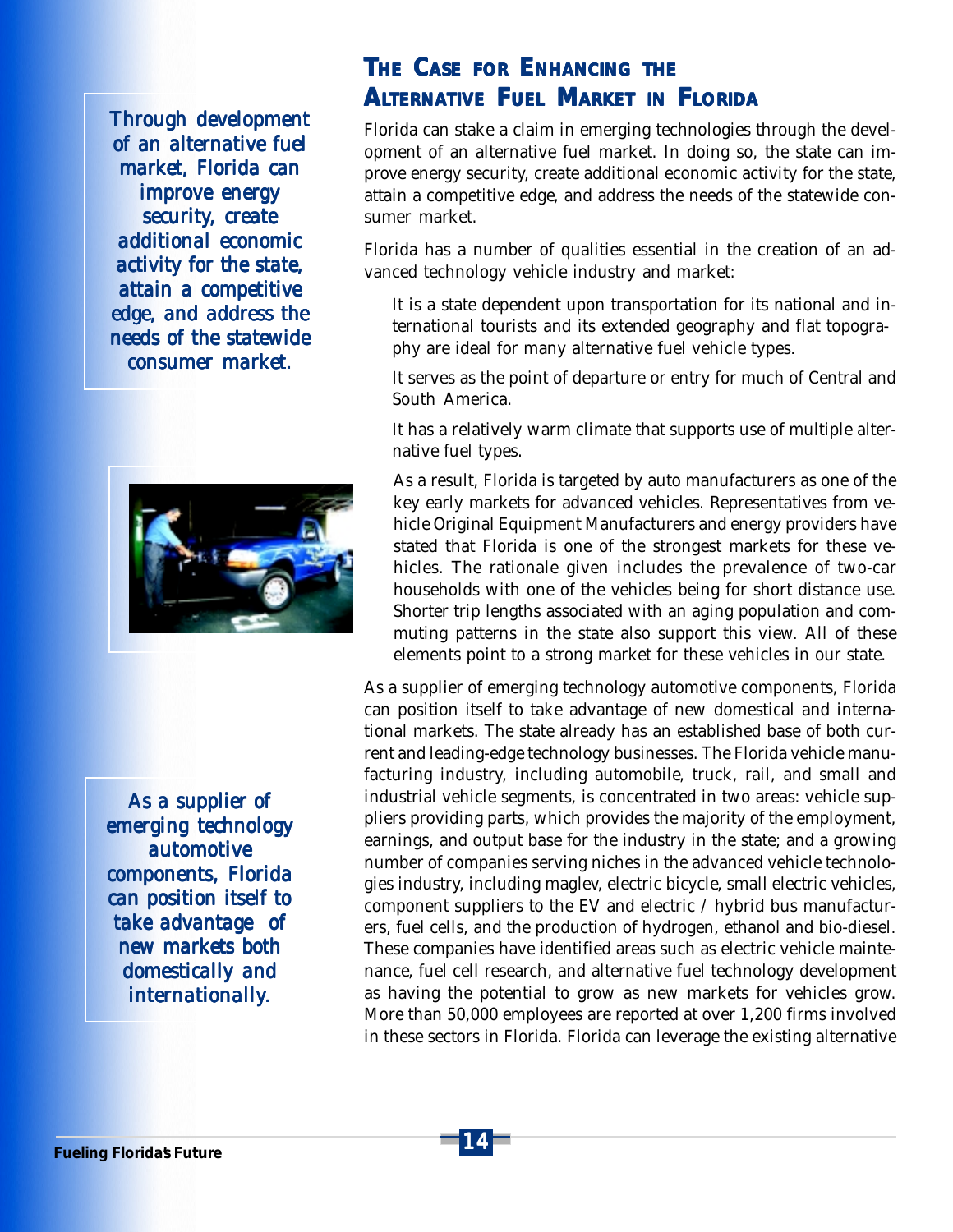*Through development of an alternative fuel market, Florida can improve energy security, create additional economic activity for the state, attain a competitive edge, and address the needs of the statewide consumer market.*

## The Case for Enhancing the Alternative Fuel Market in Florida

Florida can stake a claim in emerging technologies through the development of an alternative fuel market. In doing so, the state can improve energy security, create additional economic activity for the state, attain a competitive edge, and address the needs of the statewide consumer market.

Florida has a number of qualities essential in the creation of an advanced technology vehicle industry and market:

It is a state dependent upon transportation for its national and international tourists and its extended geography and flat topography are ideal for many alternative fuel vehicle types.

It serves as the point of departure or entry for much of Central and South America.

It has a relatively warm climate that supports use of multiple alternative fuel types.

As a result, Florida is targeted by auto manufacturers as one of the key early markets for advanced vehicles. Representatives from vehicle Original Equipment Manufacturers and energy providers have stated that Florida is one of the strongest markets for these vehicles. The rationale given includes the prevalence of two-car households with one of the vehicles being for short distance use. Shorter trip lengths associated with an aging population and commuting patterns in the state also support this view. All of these elements point to a strong market for these vehicles in our state.

*As a supplier of emerging technology automotive components, Florida can position itself to take advantage of new markets both domestically and internationally.*

As a supplier of emerging technology automotive components, Florida can position itself to take advantage of new domestical and international markets. The state already has an established base of both current and leading-edge technology businesses. The Florida vehicle manufacturing industry, including automobile, truck, rail, and small and industrial vehicle segments, is concentrated in two areas: vehicle suppliers providing parts, which provides the majority of the employment, earnings, and output base for the industry in the state; and a growing number of companies serving niches in the advanced vehicle technologies industry, including maglev, electric bicycle, small electric vehicles, component suppliers to the EV and electric / hybrid bus manufacturers, fuel cells, and the production of hydrogen, ethanol and bio-diesel. These companies have identified areas such as electric vehicle maintenance, fuel cell research, and alternative fuel technology development as having the potential to grow as new markets for vehicles grow. More than 50,000 employees are reported at over 1,200 firms involved in these sectors in Florida. Florida can leverage the existing alternative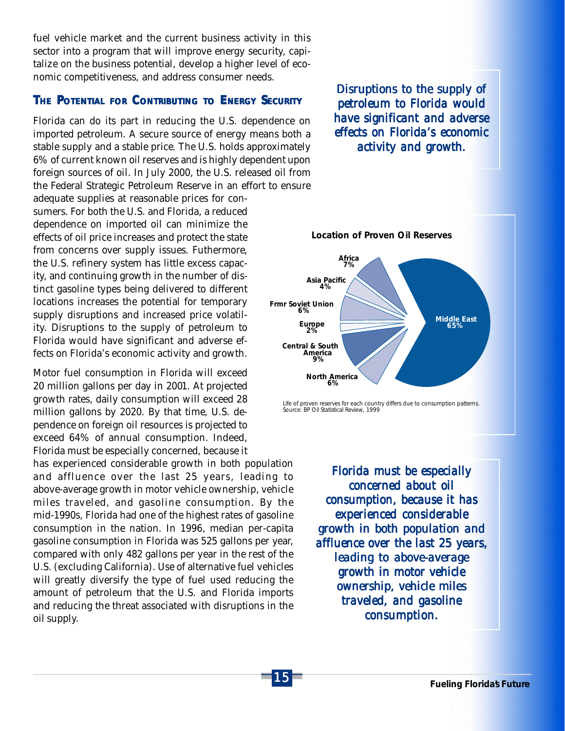fuel vehicle market and the current business activity in this sector into a program that will improve energy security, capitalize on the business potential, develop a higher level of economic competitiveness, and address consumer needs.

## The Potential for Contributing to Energy Security

Florida can do its part in reducing the U.S. dependence on imported petroleum. A secure source of energy means both a stable supply and a stable price. The U.S. holds approximately 6% of current known oil reserves and is highly dependent upon foreign sources of oil. In July 2000, the U.S. released oil from the Federal Strategic Petroleum Reserve in an effort to ensure adequate supplies at reasonable prices for consumers. For both the U.S. and Florida, a reduced dependence on imported oil can minimize the effects of oil price increases and protect the state from concerns over supply issues. Futhermore, the U.S. refinery system has little excess capacity, and continuing growth in the number of distinct gasoline types being delivered to different locations increases the potential for temporary supply disruptions and increased price volatility. Disruptions to the supply of petroleum to Florida would have significant and adverse effects on Florida's economic activity and growth.

Motor fuel consumption in Florida will exceed 20 million gallons per day in 2001. At projected growth rates, daily consumption will exceed 28 million gallons by 2020. By that time, U.S. dependence on foreign oil resources is projected to exceed 64% of annual consumption. Indeed, Florida must be especially concerned, because it has experienced considerable growth in both population and affluence over the last 25 years, leading to above-average growth in motor vehicle ownership, vehicle miles traveled, and gasoline consumption. By the mid-1990s, Florida had one of the highest rates of gasoline consumption in the nation. In 1996, median per-capita gasoline consumption in Florida was 525 gallons per year, compared with only 482 gallons per year in the rest of the U.S. (excluding California). Use of alternative fuel vehicles will greatly diversify the type of fuel used reducing the amount of petroleum that the U.S. and Florida imports and reducing the threat associated with disruptions in the oil supply.

*Disruptions to the supply of petroleum to Florida would have significant and adverse effects on Florida's economic activity and growth.*

**Location of Proven Oil Reserves**

| Region | Share |
|---|---|
| Middle East | 65% |
| Central & South America | 9% |
| Africa | 7% |
| Frmr Soviet Union | 6% |
| North America | 6% |
| Asia Pacific | 4% |
| Europe | 2% |

Life of proven reserves for each country differs due to consumption patterns.
Source: BP Oil Statistical Review, 1999

*Florida must be especially concerned about oil consumption, because it has experienced considerable growth in both population and affluence over the last 25 years, leading to above-average growth in motor vehicle ownership, vehicle miles traveled, and gasoline consumption.*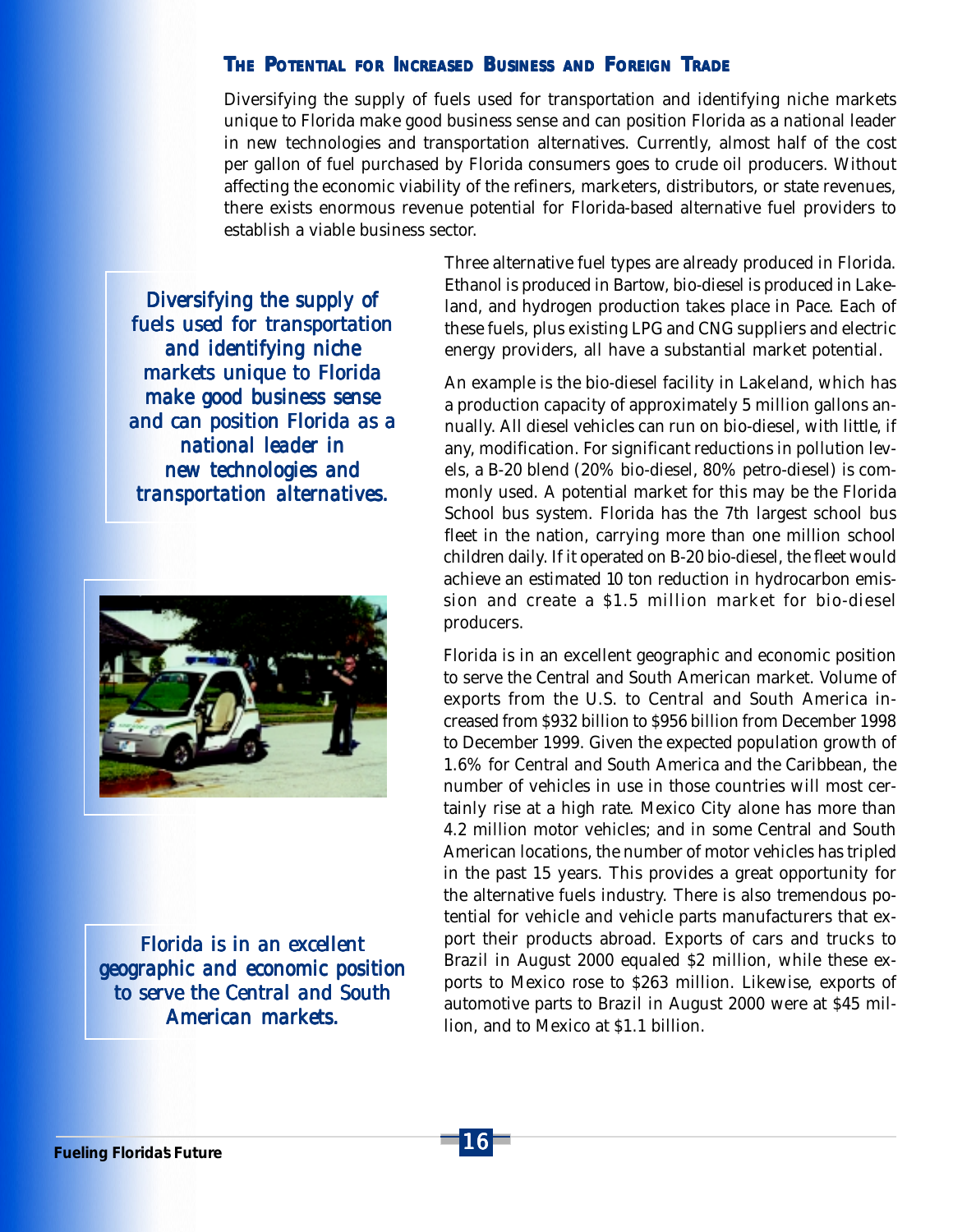## The Potential for Increased Business and Foreign Trade

Diversifying the supply of fuels used for transportation and identifying niche markets unique to Florida make good business sense and can position Florida as a national leader in new technologies and transportation alternatives. Currently, almost half of the cost per gallon of fuel purchased by Florida consumers goes to crude oil producers. Without affecting the economic viability of the refiners, marketers, distributors, or state revenues, there exists enormous revenue potential for Florida-based alternative fuel providers to establish a viable business sector.

*Diversifying the supply of fuels used for transportation and identifying niche markets unique to Florida make good business sense and can position Florida as a national leader in new technologies and transportation alternatives.*

Three alternative fuel types are already produced in Florida. Ethanol is produced in Bartow, bio-diesel is produced in Lakeland, and hydrogen production takes place in Pace. Each of these fuels, plus existing LPG and CNG suppliers and electric energy providers, all have a substantial market potential.

An example is the bio-diesel facility in Lakeland, which has a production capacity of approximately 5 million gallons annually. All diesel vehicles can run on bio-diesel, with little, if any, modification. For significant reductions in pollution levels, a B-20 blend (20% bio-diesel, 80% petro-diesel) is commonly used. A potential market for this may be the Florida School bus system. Florida has the 7th largest school bus fleet in the nation, carrying more than one million school children daily. If it operated on B-20 bio-diesel, the fleet would achieve an estimated 10 ton reduction in hydrocarbon emission and create a $1.5 million market for bio-diesel producers.

*Florida is in an excellent geographic and economic position to serve the Central and South American markets.*

Florida is in an excellent geographic and economic position to serve the Central and South American market. Volume of exports from the U.S. to Central and South America increased from $932 billion to $956 billion from December 1998 to December 1999. Given the expected population growth of 1.6% for Central and South America and the Caribbean, the number of vehicles in use in those countries will most certainly rise at a high rate. Mexico City alone has more than 4.2 million motor vehicles; and in some Central and South American locations, the number of motor vehicles has tripled in the past 15 years. This provides a great opportunity for the alternative fuels industry. There is also tremendous potential for vehicle and vehicle parts manufacturers that export their products abroad. Exports of cars and trucks to Brazil in August 2000 equaled $2 million, while these exports to Mexico rose to $263 million. Likewise, exports of automotive parts to Brazil in August 2000 were at $45 million, and to Mexico at $1.1 billion.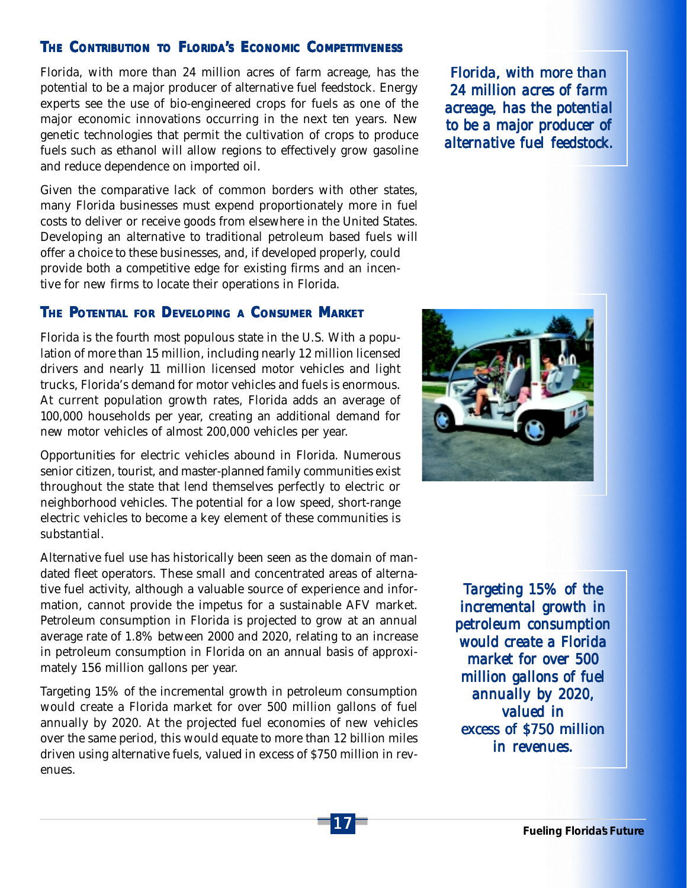## The Contribution to Florida's Economic Competitiveness

Florida, with more than 24 million acres of farm acreage, has the potential to be a major producer of alternative fuel feedstock. Energy experts see the use of bio-engineered crops for fuels as one of the major economic innovations occurring in the next ten years. New genetic technologies that permit the cultivation of crops to produce fuels such as ethanol will allow regions to effectively grow gasoline and reduce dependence on imported oil.

*Florida, with more than 24 million acres of farm acreage, has the potential to be a major producer of alternative fuel feedstock.*

Given the comparative lack of common borders with other states, many Florida businesses must expend proportionately more in fuel costs to deliver or receive goods from elsewhere in the United States. Developing an alternative to traditional petroleum based fuels will offer a choice to these businesses, and, if developed properly, could provide both a competitive edge for existing firms and an incentive for new firms to locate their operations in Florida.

## The Potential for Developing a Consumer Market

Florida is the fourth most populous state in the U.S. With a population of more than 15 million, including nearly 12 million licensed drivers and nearly 11 million licensed motor vehicles and light trucks, Florida's demand for motor vehicles and fuels is enormous. At current population growth rates, Florida adds an average of 100,000 households per year, creating an additional demand for new motor vehicles of almost 200,000 vehicles per year.

Opportunities for electric vehicles abound in Florida. Numerous senior citizen, tourist, and master-planned family communities exist throughout the state that lend themselves perfectly to electric or neighborhood vehicles. The potential for a low speed, short-range electric vehicles to become a key element of these communities is substantial.

Alternative fuel use has historically been seen as the domain of mandated fleet operators. These small and concentrated areas of alternative fuel activity, although a valuable source of experience and information, cannot provide the impetus for a sustainable AFV market. Petroleum consumption in Florida is projected to grow at an annual average rate of 1.8% between 2000 and 2020, relating to an increase in petroleum consumption in Florida on an annual basis of approximately 156 million gallons per year.

Targeting 15% of the incremental growth in petroleum consumption would create a Florida market for over 500 million gallons of fuel annually by 2020. At the projected fuel economies of new vehicles over the same period, this would equate to more than 12 billion miles driven using alternative fuels, valued in excess of $750 million in revenues.

*Targeting 15% of the incremental growth in petroleum consumption would create a Florida market for over 500 million gallons of fuel annually by 2020, valued in excess of $750 million in revenues.*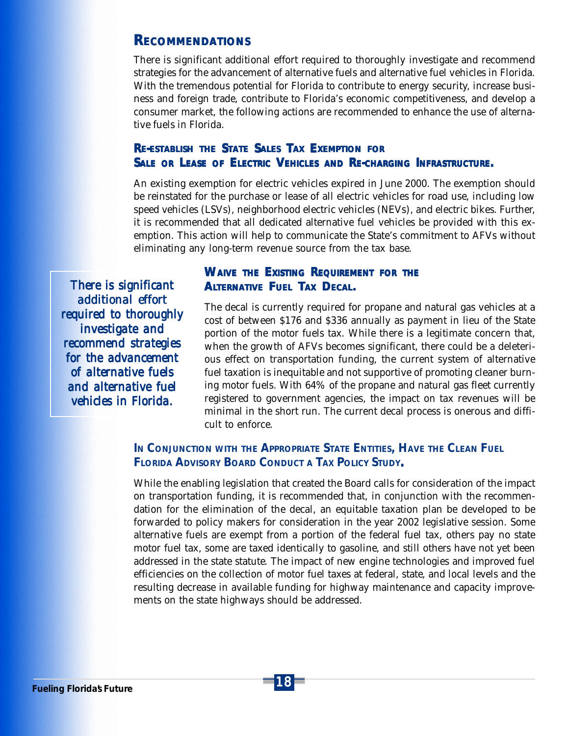## Recommendations

There is significant additional effort required to thoroughly investigate and recommend strategies for the advancement of alternative fuels and alternative fuel vehicles in Florida. With the tremendous potential for Florida to contribute to energy security, increase business and foreign trade, contribute to Florida's economic competitiveness, and develop a consumer market, the following actions are recommended to enhance the use of alternative fuels in Florida.

### Re-establish the State Sales Tax Exemption for Sale or Lease of Electric Vehicles and Re-charging Infrastructure.

An existing exemption for electric vehicles expired in June 2000. The exemption should be reinstated for the purchase or lease of all electric vehicles for road use, including low speed vehicles (LSVs), neighborhood electric vehicles (NEVs), and electric bikes. Further, it is recommended that all dedicated alternative fuel vehicles be provided with this exemption. This action will help to communicate the State's commitment to AFVs without eliminating any long-term revenue source from the tax base.

*There is significant additional effort required to thoroughly investigate and recommend strategies for the advancement of alternative fuels and alternative fuel vehicles in Florida.*

### Waive the Existing Requirement for the Alternative Fuel Tax Decal.

The decal is currently required for propane and natural gas vehicles at a cost of between $176 and $336 annually as payment in lieu of the State portion of the motor fuels tax. While there is a legitimate concern that, when the growth of AFVs becomes significant, there could be a deleterious effect on transportation funding, the current system of alternative fuel taxation is inequitable and not supportive of promoting cleaner burning motor fuels. With 64% of the propane and natural gas fleet currently registered to government agencies, the impact on tax revenues will be minimal in the short run. The current decal process is onerous and difficult to enforce.

### In Conjunction with the Appropriate State Entities, Have the Clean Fuel Florida Advisory Board Conduct a Tax Policy Study.

While the enabling legislation that created the Board calls for consideration of the impact on transportation funding, it is recommended that, in conjunction with the recommendation for the elimination of the decal, an equitable taxation plan be developed to be forwarded to policy makers for consideration in the year 2002 legislative session. Some alternative fuels are exempt from a portion of the federal fuel tax, others pay no state motor fuel tax, some are taxed identically to gasoline, and still others have not yet been addressed in the state statute. The impact of new engine technologies and improved fuel efficiencies on the collection of motor fuel taxes at federal, state, and local levels and the resulting decrease in available funding for highway maintenance and capacity improvements on the state highways should be addressed.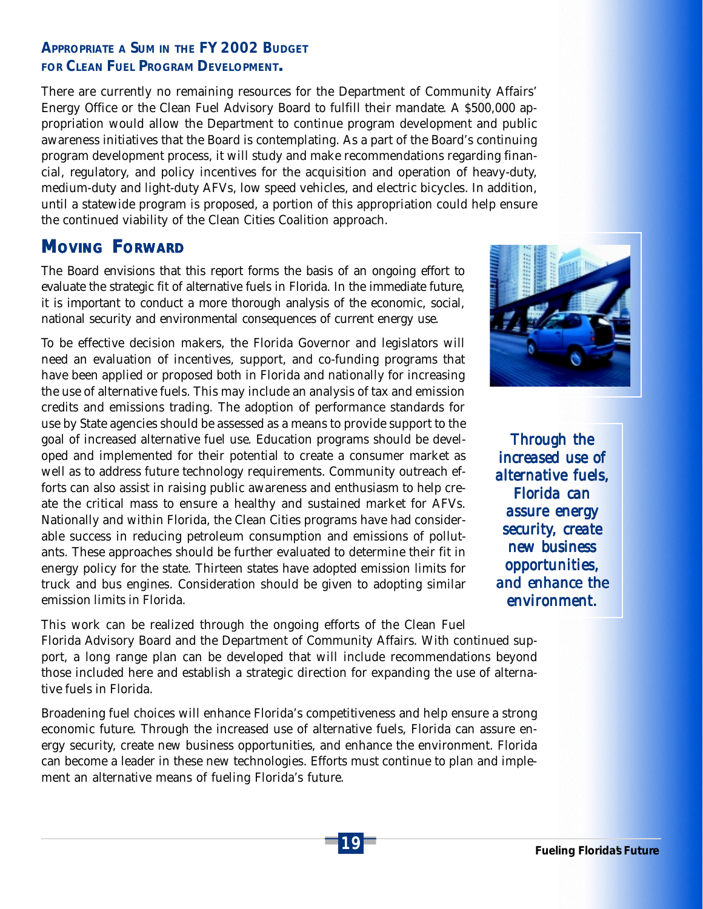### Appropriate a Sum in the FY 2002 Budget for Clean Fuel Program Development.

There are currently no remaining resources for the Department of Community Affairs' Energy Office or the Clean Fuel Advisory Board to fulfill their mandate. A $500,000 appropriation would allow the Department to continue program development and public awareness initiatives that the Board is contemplating. As a part of the Board's continuing program development process, it will study and make recommendations regarding financial, regulatory, and policy incentives for the acquisition and operation of heavy-duty, medium-duty and light-duty AFVs, low speed vehicles, and electric bicycles. In addition, until a statewide program is proposed, a portion of this appropriation could help ensure the continued viability of the Clean Cities Coalition approach.

## Moving Forward

The Board envisions that this report forms the basis of an ongoing effort to evaluate the strategic fit of alternative fuels in Florida. In the immediate future, it is important to conduct a more thorough analysis of the economic, social, national security and environmental consequences of current energy use.

To be effective decision makers, the Florida Governor and legislators will need an evaluation of incentives, support, and co-funding programs that have been applied or proposed both in Florida and nationally for increasing the use of alternative fuels. This may include an analysis of tax and emission credits and emissions trading. The adoption of performance standards for use by State agencies should be assessed as a means to provide support to the goal of increased alternative fuel use. Education programs should be developed and implemented for their potential to create a consumer market as well as to address future technology requirements. Community outreach efforts can also assist in raising public awareness and enthusiasm to help create the critical mass to ensure a healthy and sustained market for AFVs. Nationally and within Florida, the Clean Cities programs have had considerable success in reducing petroleum consumption and emissions of pollutants. These approaches should be further evaluated to determine their fit in energy policy for the state. Thirteen states have adopted emission limits for truck and bus engines. Consideration should be given to adopting similar emission limits in Florida.

*Through the increased use of alternative fuels, Florida can assure energy security, create new business opportunities, and enhance the environment.*

This work can be realized through the ongoing efforts of the Clean Fuel Florida Advisory Board and the Department of Community Affairs. With continued support, a long range plan can be developed that will include recommendations beyond those included here and establish a strategic direction for expanding the use of alternative fuels in Florida.

Broadening fuel choices will enhance Florida's competitiveness and help ensure a strong economic future. Through the increased use of alternative fuels, Florida can assure energy security, create new business opportunities, and enhance the environment. Florida can become a leader in these new technologies. Efforts must continue to plan and implement an alternative means of fueling Florida's future.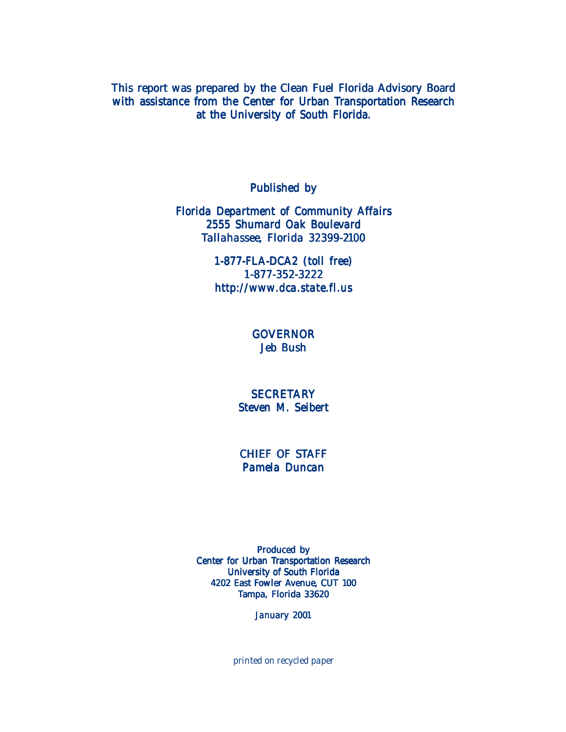This report was prepared by the Clean Fuel Florida Advisory Board with assistance from the Center for Urban Transportation Research at the University of South Florida.

*Published by*

*Florida Department of Community Affairs*
*2555 Shumard Oak Boulevard*
*Tallahassee, Florida 32399-2100*

*1-877-FLA-DCA2 (toll free)*
*1-877-352-3222*
*http://www.dca.state.fl.us*

GOVERNOR
*Jeb Bush*

SECRETARY
*Steven M. Seibert*

CHIEF OF STAFF
*Pamela Duncan*

*Produced by*
Center for Urban Transportation Research
University of South Florida
4202 East Fowler Avenue, CUT 100
Tampa, Florida 33620

*January 2001*

*printed on recycled paper*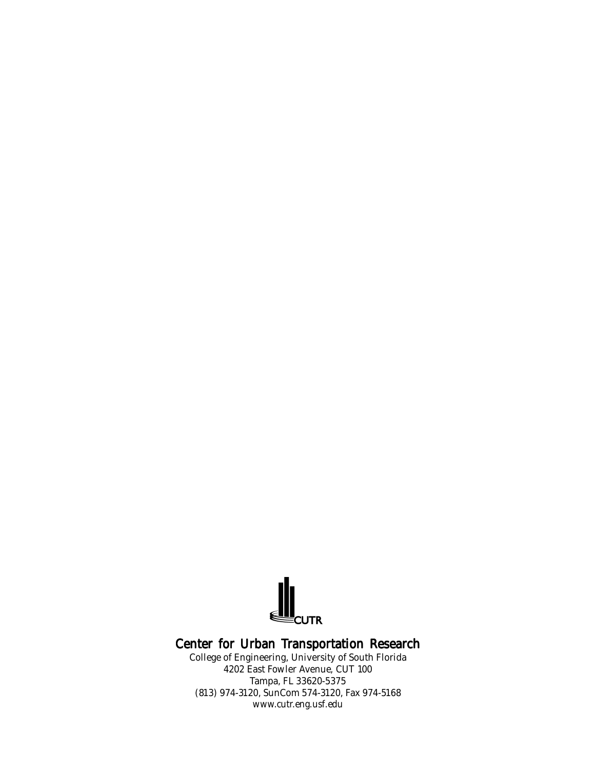CUTR

## Center for Urban Transportation Research

College of Engineering, University of South Florida
4202 East Fowler Avenue, CUT 100
Tampa, FL 33620-5375
(813) 974-3120, SunCom 574-3120, Fax 974-5168
www.cutr.eng.usf.edu